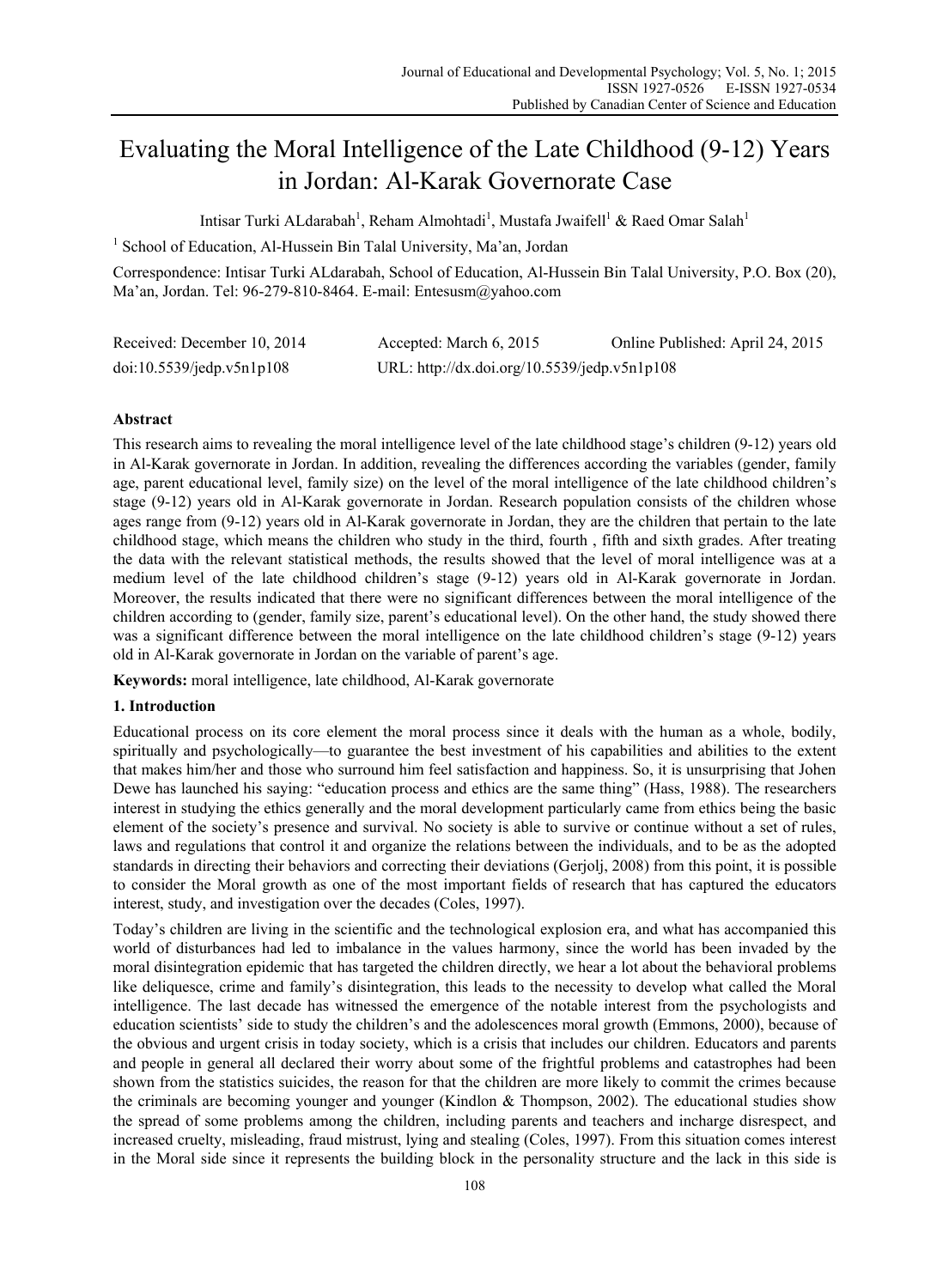# Evaluating the Moral Intelligence of the Late Childhood (9-12) Years in Jordan: Al-Karak Governorate Case

Intisar Turki ALdarabah[1], Reham Almohtadi[1], Mustafa Jwaifell[1] & Raed Omar Salah[1]

[1] School of Education, Al-Hussein Bin Talal University, Ma'an, Jordan

Correspondence: Intisar Turki ALdarabah, School of Education, Al-Hussein Bin Talal University, P.O. Box (20), Ma'an, Jordan. Tel: 96-279-810-8464. E-mail: Entesusm@yahoo.com

| Received: December 10, 2014 | Accepted: March 6, 2015 | Online Published: April 24, 2015 |
|---|---|---|
| doi:10.5539/jedp.v5n1p108 | URL: http://dx.doi.org/10.5539/jedp.v5n1p108 | |

## Abstract

This research aims to revealing the moral intelligence level of the late childhood stage's children (9-12) years old in Al-Karak governorate in Jordan. In addition, revealing the differences according the variables (gender, family age, parent educational level, family size) on the level of the moral intelligence of the late childhood children's stage (9-12) years old in Al-Karak governorate in Jordan. Research population consists of the children whose ages range from (9-12) years old in Al-Karak governorate in Jordan, they are the children that pertain to the late childhood stage, which means the children who study in the third, fourth , fifth and sixth grades. After treating the data with the relevant statistical methods, the results showed that the level of moral intelligence was at a medium level of the late childhood children's stage (9-12) years old in Al-Karak governorate in Jordan. Moreover, the results indicated that there were no significant differences between the moral intelligence of the children according to (gender, family size, parent's educational level). On the other hand, the study showed there was a significant difference between the moral intelligence on the late childhood children's stage (9-12) years old in Al-Karak governorate in Jordan on the variable of parent's age.

**Keywords:** moral intelligence, late childhood, Al-Karak governorate

## 1. Introduction

Educational process on its core element the moral process since it deals with the human as a whole, bodily, spiritually and psychologically—to guarantee the best investment of his capabilities and abilities to the extent that makes him/her and those who surround him feel satisfaction and happiness. So, it is unsurprising that Johen Dewe has launched his saying: "education process and ethics are the same thing" (Hass, 1988). The researchers interest in studying the ethics generally and the moral development particularly came from ethics being the basic element of the society's presence and survival. No society is able to survive or continue without a set of rules, laws and regulations that control it and organize the relations between the individuals, and to be as the adopted standards in directing their behaviors and correcting their deviations (Gerjolj, 2008) from this point, it is possible to consider the Moral growth as one of the most important fields of research that has captured the educators interest, study, and investigation over the decades (Coles, 1997).

Today's children are living in the scientific and the technological explosion era, and what has accompanied this world of disturbances had led to imbalance in the values harmony, since the world has been invaded by the moral disintegration epidemic that has targeted the children directly, we hear a lot about the behavioral problems like deliquesce, crime and family's disintegration, this leads to the necessity to develop what called the Moral intelligence. The last decade has witnessed the emergence of the notable interest from the psychologists and education scientists' side to study the children's and the adolescences moral growth (Emmons, 2000), because of the obvious and urgent crisis in today society, which is a crisis that includes our children. Educators and parents and people in general all declared their worry about some of the frightful problems and catastrophes had been shown from the statistics suicides, the reason for that the children are more likely to commit the crimes because the criminals are becoming younger and younger (Kindlon & Thompson, 2002). The educational studies show the spread of some problems among the children, including parents and teachers and incharge disrespect, and increased cruelty, misleading, fraud mistrust, lying and stealing (Coles, 1997). From this situation comes interest in the Moral side since it represents the building block in the personality structure and the lack in this side is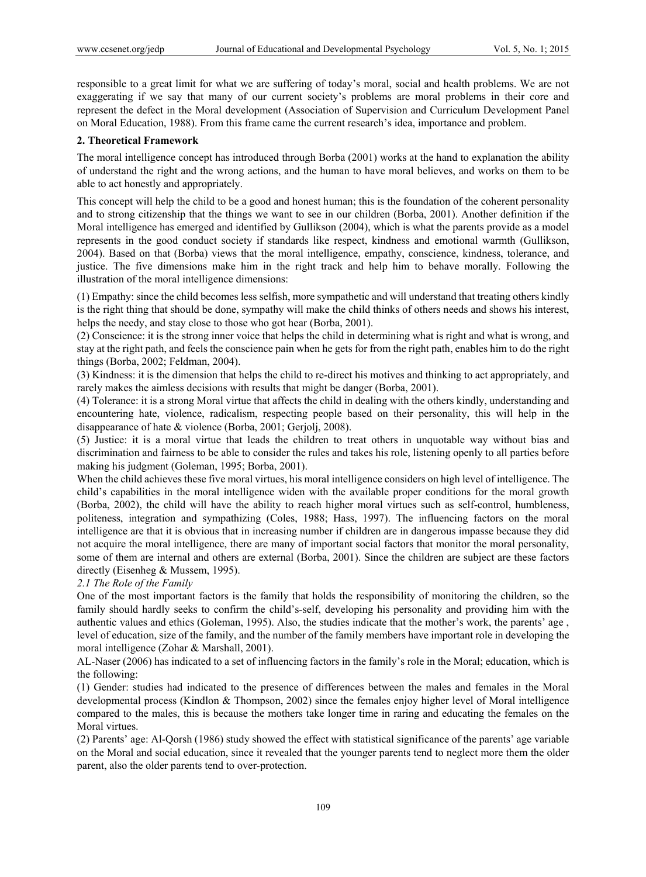responsible to a great limit for what we are suffering of today's moral, social and health problems. We are not exaggerating if we say that many of our current society's problems are moral problems in their core and represent the defect in the Moral development (Association of Supervision and Curriculum Development Panel on Moral Education, 1988). From this frame came the current research's idea, importance and problem.

## 2. Theoretical Framework

The moral intelligence concept has introduced through Borba (2001) works at the hand to explanation the ability of understand the right and the wrong actions, and the human to have moral believes, and works on them to be able to act honestly and appropriately.

This concept will help the child to be a good and honest human; this is the foundation of the coherent personality and to strong citizenship that the things we want to see in our children (Borba, 2001). Another definition if the Moral intelligence has emerged and identified by Gullikson (2004), which is what the parents provide as a model represents in the good conduct society if standards like respect, kindness and emotional warmth (Gullikson, 2004). Based on that (Borba) views that the moral intelligence, empathy, conscience, kindness, tolerance, and justice. The five dimensions make him in the right track and help him to behave morally. Following the illustration of the moral intelligence dimensions:

(1) Empathy: since the child becomes less selfish, more sympathetic and will understand that treating others kindly is the right thing that should be done, sympathy will make the child thinks of others needs and shows his interest, helps the needy, and stay close to those who got hear (Borba, 2001).

(2) Conscience: it is the strong inner voice that helps the child in determining what is right and what is wrong, and stay at the right path, and feels the conscience pain when he gets for from the right path, enables him to do the right things (Borba, 2002; Feldman, 2004).

(3) Kindness: it is the dimension that helps the child to re-direct his motives and thinking to act appropriately, and rarely makes the aimless decisions with results that might be danger (Borba, 2001).

(4) Tolerance: it is a strong Moral virtue that affects the child in dealing with the others kindly, understanding and encountering hate, violence, radicalism, respecting people based on their personality, this will help in the disappearance of hate & violence (Borba, 2001; Gerjolj, 2008).

(5) Justice: it is a moral virtue that leads the children to treat others in unquotable way without bias and discrimination and fairness to be able to consider the rules and takes his role, listening openly to all parties before making his judgment (Goleman, 1995; Borba, 2001).

When the child achieves these five moral virtues, his moral intelligence considers on high level of intelligence. The child's capabilities in the moral intelligence widen with the available proper conditions for the moral growth (Borba, 2002), the child will have the ability to reach higher moral virtues such as self-control, humbleness, politeness, integration and sympathizing (Coles, 1988; Hass, 1997). The influencing factors on the moral intelligence are that it is obvious that in increasing number if children are in dangerous impasse because they did not acquire the moral intelligence, there are many of important social factors that monitor the moral personality, some of them are internal and others are external (Borba, 2001). Since the children are subject are these factors directly (Eisenheg & Mussem, 1995).

### *2.1 The Role of the Family*

One of the most important factors is the family that holds the responsibility of monitoring the children, so the family should hardly seeks to confirm the child's-self, developing his personality and providing him with the authentic values and ethics (Goleman, 1995). Also, the studies indicate that the mother's work, the parents' age , level of education, size of the family, and the number of the family members have important role in developing the moral intelligence (Zohar & Marshall, 2001).

AL-Naser (2006) has indicated to a set of influencing factors in the family's role in the Moral; education, which is the following:

(1) Gender: studies had indicated to the presence of differences between the males and females in the Moral developmental process (Kindlon & Thompson, 2002) since the females enjoy higher level of Moral intelligence compared to the males, this is because the mothers take longer time in raring and educating the females on the Moral virtues.

(2) Parents' age: Al-Qorsh (1986) study showed the effect with statistical significance of the parents' age variable on the Moral and social education, since it revealed that the younger parents tend to neglect more them the older parent, also the older parents tend to over-protection.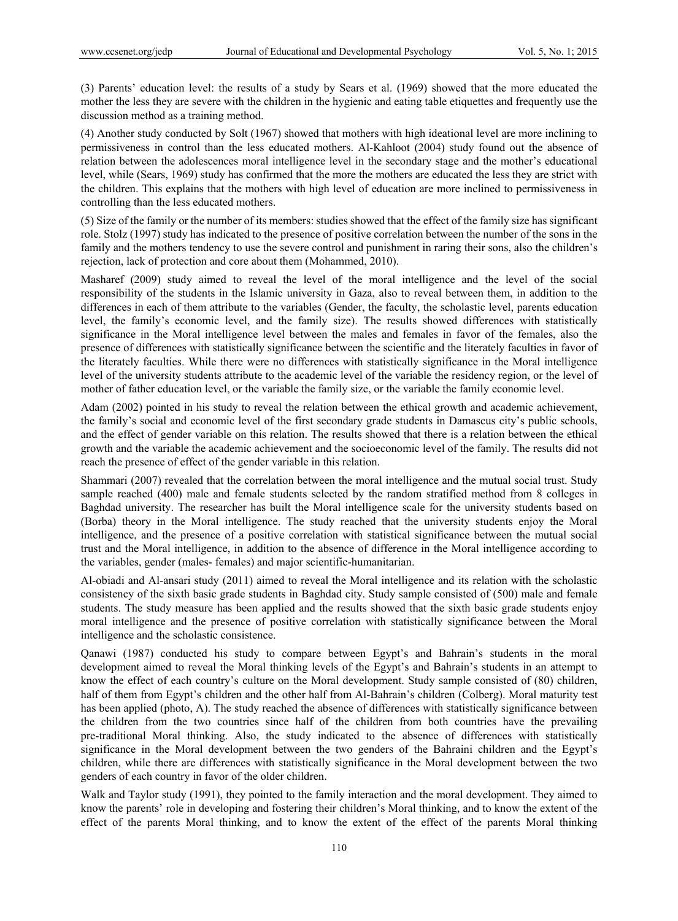(3) Parents' education level: the results of a study by Sears et al. (1969) showed that the more educated the mother the less they are severe with the children in the hygienic and eating table etiquettes and frequently use the discussion method as a training method.

(4) Another study conducted by Solt (1967) showed that mothers with high ideational level are more inclining to permissiveness in control than the less educated mothers. Al-Kahloot (2004) study found out the absence of relation between the adolescences moral intelligence level in the secondary stage and the mother's educational level, while (Sears, 1969) study has confirmed that the more the mothers are educated the less they are strict with the children. This explains that the mothers with high level of education are more inclined to permissiveness in controlling than the less educated mothers.

(5) Size of the family or the number of its members: studies showed that the effect of the family size has significant role. Stolz (1997) study has indicated to the presence of positive correlation between the number of the sons in the family and the mothers tendency to use the severe control and punishment in raring their sons, also the children's rejection, lack of protection and core about them (Mohammed, 2010).

Masharef (2009) study aimed to reveal the level of the moral intelligence and the level of the social responsibility of the students in the Islamic university in Gaza, also to reveal between them, in addition to the differences in each of them attribute to the variables (Gender, the faculty, the scholastic level, parents education level, the family's economic level, and the family size). The results showed differences with statistically significance in the Moral intelligence level between the males and females in favor of the females, also the presence of differences with statistically significance between the scientific and the literately faculties in favor of the literately faculties. While there were no differences with statistically significance in the Moral intelligence level of the university students attribute to the academic level of the variable the residency region, or the level of mother of father education level, or the variable the family size, or the variable the family economic level.

Adam (2002) pointed in his study to reveal the relation between the ethical growth and academic achievement, the family's social and economic level of the first secondary grade students in Damascus city's public schools, and the effect of gender variable on this relation. The results showed that there is a relation between the ethical growth and the variable the academic achievement and the socioeconomic level of the family. The results did not reach the presence of effect of the gender variable in this relation.

Shammari (2007) revealed that the correlation between the moral intelligence and the mutual social trust. Study sample reached (400) male and female students selected by the random stratified method from 8 colleges in Baghdad university. The researcher has built the Moral intelligence scale for the university students based on (Borba) theory in the Moral intelligence. The study reached that the university students enjoy the Moral intelligence, and the presence of a positive correlation with statistical significance between the mutual social trust and the Moral intelligence, in addition to the absence of difference in the Moral intelligence according to the variables, gender (males- females) and major scientific-humanitarian.

Al-obiadi and Al-ansari study (2011) aimed to reveal the Moral intelligence and its relation with the scholastic consistency of the sixth basic grade students in Baghdad city. Study sample consisted of (500) male and female students. The study measure has been applied and the results showed that the sixth basic grade students enjoy moral intelligence and the presence of positive correlation with statistically significance between the Moral intelligence and the scholastic consistence.

Qanawi (1987) conducted his study to compare between Egypt's and Bahrain's students in the moral development aimed to reveal the Moral thinking levels of the Egypt's and Bahrain's students in an attempt to know the effect of each country's culture on the Moral development. Study sample consisted of (80) children, half of them from Egypt's children and the other half from Al-Bahrain's children (Colberg). Moral maturity test has been applied (photo, A). The study reached the absence of differences with statistically significance between the children from the two countries since half of the children from both countries have the prevailing pre-traditional Moral thinking. Also, the study indicated to the absence of differences with statistically significance in the Moral development between the two genders of the Bahraini children and the Egypt's children, while there are differences with statistically significance in the Moral development between the two genders of each country in favor of the older children.

Walk and Taylor study (1991), they pointed to the family interaction and the moral development. They aimed to know the parents' role in developing and fostering their children's Moral thinking, and to know the extent of the effect of the parents Moral thinking, and to know the extent of the effect of the parents Moral thinking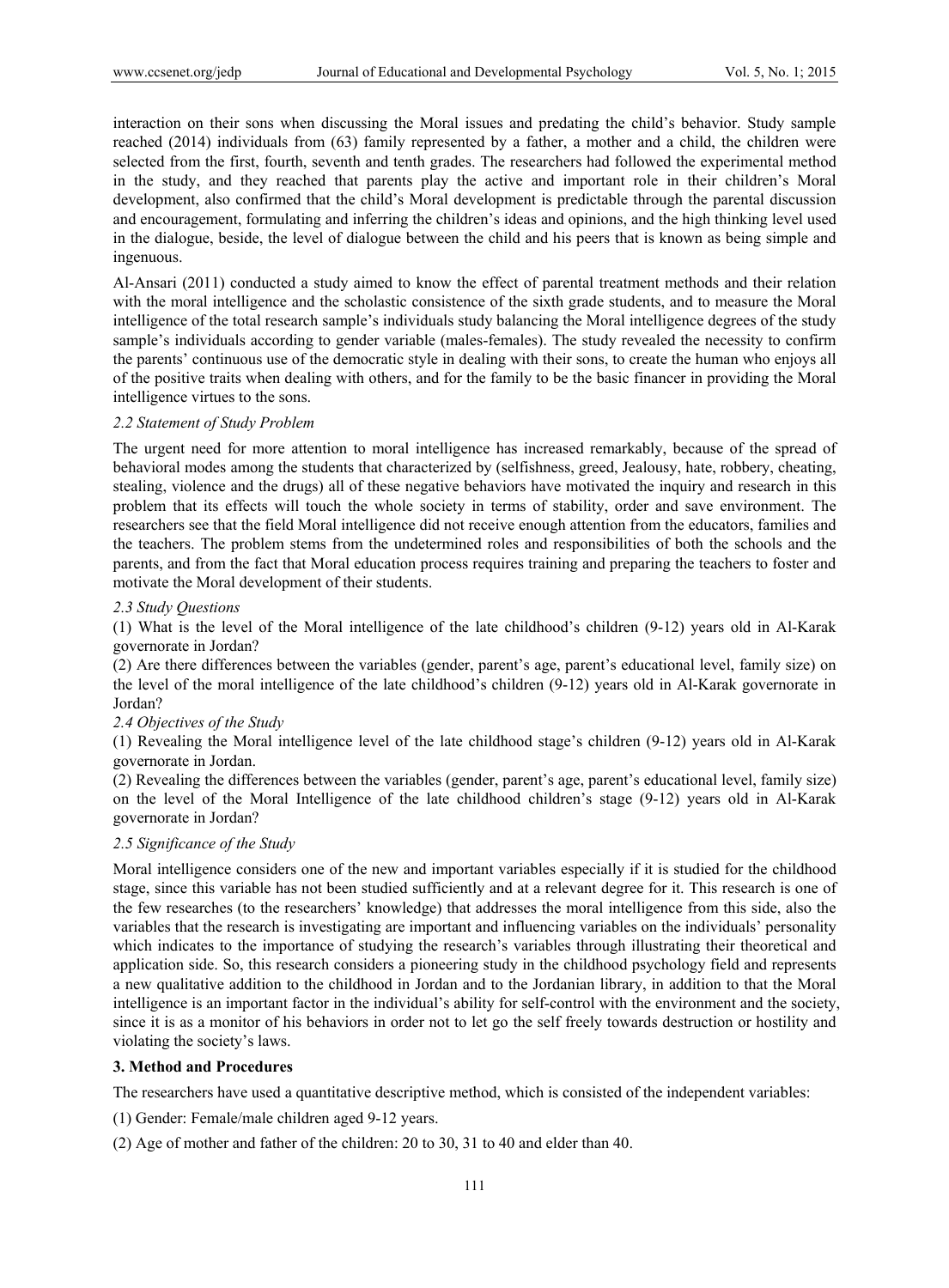interaction on their sons when discussing the Moral issues and predating the child's behavior. Study sample reached (2014) individuals from (63) family represented by a father, a mother and a child, the children were selected from the first, fourth, seventh and tenth grades. The researchers had followed the experimental method in the study, and they reached that parents play the active and important role in their children's Moral development, also confirmed that the child's Moral development is predictable through the parental discussion and encouragement, formulating and inferring the children's ideas and opinions, and the high thinking level used in the dialogue, beside, the level of dialogue between the child and his peers that is known as being simple and ingenuous.

Al-Ansari (2011) conducted a study aimed to know the effect of parental treatment methods and their relation with the moral intelligence and the scholastic consistence of the sixth grade students, and to measure the Moral intelligence of the total research sample's individuals study balancing the Moral intelligence degrees of the study sample's individuals according to gender variable (males-females). The study revealed the necessity to confirm the parents' continuous use of the democratic style in dealing with their sons, to create the human who enjoys all of the positive traits when dealing with others, and for the family to be the basic financer in providing the Moral intelligence virtues to the sons.

### *2.2 Statement of Study Problem*

The urgent need for more attention to moral intelligence has increased remarkably, because of the spread of behavioral modes among the students that characterized by (selfishness, greed, Jealousy, hate, robbery, cheating, stealing, violence and the drugs) all of these negative behaviors have motivated the inquiry and research in this problem that its effects will touch the whole society in terms of stability, order and save environment. The researchers see that the field Moral intelligence did not receive enough attention from the educators, families and the teachers. The problem stems from the undetermined roles and responsibilities of both the schools and the parents, and from the fact that Moral education process requires training and preparing the teachers to foster and motivate the Moral development of their students.

### *2.3 Study Questions*

(1) What is the level of the Moral intelligence of the late childhood's children (9-12) years old in Al-Karak governorate in Jordan?

(2) Are there differences between the variables (gender, parent's age, parent's educational level, family size) on the level of the moral intelligence of the late childhood's children (9-12) years old in Al-Karak governorate in Jordan?

### *2.4 Objectives of the Study*

(1) Revealing the Moral intelligence level of the late childhood stage's children (9-12) years old in Al-Karak governorate in Jordan.

(2) Revealing the differences between the variables (gender, parent's age, parent's educational level, family size) on the level of the Moral Intelligence of the late childhood children's stage (9-12) years old in Al-Karak governorate in Jordan?

### *2.5 Significance of the Study*

Moral intelligence considers one of the new and important variables especially if it is studied for the childhood stage, since this variable has not been studied sufficiently and at a relevant degree for it. This research is one of the few researches (to the researchers' knowledge) that addresses the moral intelligence from this side, also the variables that the research is investigating are important and influencing variables on the individuals' personality which indicates to the importance of studying the research's variables through illustrating their theoretical and application side. So, this research considers a pioneering study in the childhood psychology field and represents a new qualitative addition to the childhood in Jordan and to the Jordanian library, in addition to that the Moral intelligence is an important factor in the individual's ability for self-control with the environment and the society, since it is as a monitor of his behaviors in order not to let go the self freely towards destruction or hostility and violating the society's laws.

## **3. Method and Procedures**

The researchers have used a quantitative descriptive method, which is consisted of the independent variables:

(1) Gender: Female/male children aged 9-12 years.

(2) Age of mother and father of the children: 20 to 30, 31 to 40 and elder than 40.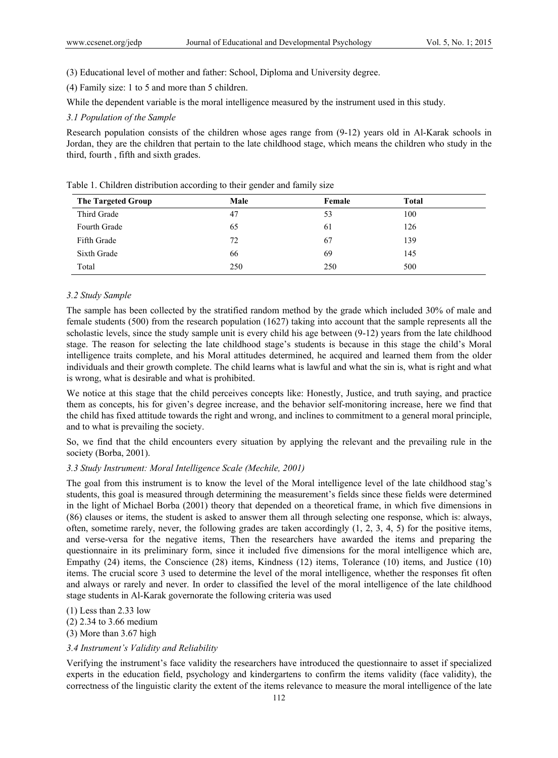(3) Educational level of mother and father: School, Diploma and University degree.

(4) Family size: 1 to 5 and more than 5 children.

While the dependent variable is the moral intelligence measured by the instrument used in this study.

### *3.1 Population of the Sample*

Research population consists of the children whose ages range from (9-12) years old in Al-Karak schools in Jordan, they are the children that pertain to the late childhood stage, which means the children who study in the third, fourth , fifth and sixth grades.

Table 1. Children distribution according to their gender and family size

| The Targeted Group | Male | Female | Total |
|---|---|---|---|
| Third Grade | 47 | 53 | 100 |
| Fourth Grade | 65 | 61 | 126 |
| Fifth Grade | 72 | 67 | 139 |
| Sixth Grade | 66 | 69 | 145 |
| Total | 250 | 250 | 500 |

### *3.2 Study Sample*

The sample has been collected by the stratified random method by the grade which included 30% of male and female students (500) from the research population (1627) taking into account that the sample represents all the scholastic levels, since the study sample unit is every child his age between (9-12) years from the late childhood stage. The reason for selecting the late childhood stage's students is because in this stage the child's Moral intelligence traits complete, and his Moral attitudes determined, he acquired and learned them from the older individuals and their growth complete. The child learns what is lawful and what the sin is, what is right and what is wrong, what is desirable and what is prohibited.

We notice at this stage that the child perceives concepts like: Honestly, Justice, and truth saying, and practice them as concepts, his for given's degree increase, and the behavior self-monitoring increase, here we find that the child has fixed attitude towards the right and wrong, and inclines to commitment to a general moral principle, and to what is prevailing the society.

So, we find that the child encounters every situation by applying the relevant and the prevailing rule in the society (Borba, 2001).

### *3.3 Study Instrument: Moral Intelligence Scale (Mechile, 2001)*

The goal from this instrument is to know the level of the Moral intelligence level of the late childhood stag's students, this goal is measured through determining the measurement's fields since these fields were determined in the light of Michael Borba (2001) theory that depended on a theoretical frame, in which five dimensions in (86) clauses or items, the student is asked to answer them all through selecting one response, which is: always, often, sometime rarely, never, the following grades are taken accordingly (1, 2, 3, 4, 5) for the positive items, and verse-versa for the negative items, Then the researchers have awarded the items and preparing the questionnaire in its preliminary form, since it included five dimensions for the moral intelligence which are, Empathy (24) items, the Conscience (28) items, Kindness (12) items, Tolerance (10) items, and Justice (10) items. The crucial score 3 used to determine the level of the moral intelligence, whether the responses fit often and always or rarely and never. In order to classified the level of the moral intelligence of the late childhood stage students in Al-Karak governorate the following criteria was used

(1) Less than 2.33 low  
(2) 2.34 to 3.66 medium  
(3) More than 3.67 high

### *3.4 Instrument's Validity and Reliability*

Verifying the instrument's face validity the researchers have introduced the questionnaire to asset if specialized experts in the education field, psychology and kindergartens to confirm the items validity (face validity), the correctness of the linguistic clarity the extent of the items relevance to measure the moral intelligence of the late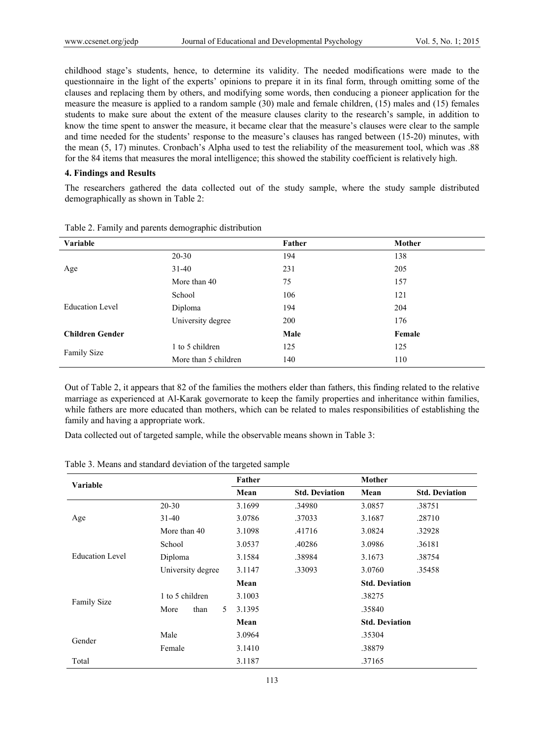childhood stage's students, hence, to determine its validity. The needed modifications were made to the questionnaire in the light of the experts' opinions to prepare it in its final form, through omitting some of the clauses and replacing them by others, and modifying some words, then conducing a pioneer application for the measure the measure is applied to a random sample (30) male and female children, (15) males and (15) females students to make sure about the extent of the measure clauses clarity to the research's sample, in addition to know the time spent to answer the measure, it became clear that the measure's clauses were clear to the sample and time needed for the students' response to the measure's clauses has ranged between (15-20) minutes, with the mean (5, 17) minutes. Cronbach's Alpha used to test the reliability of the measurement tool, which was .88 for the 84 items that measures the moral intelligence; this showed the stability coefficient is relatively high.

## 4. Findings and Results

The researchers gathered the data collected out of the study sample, where the study sample distributed demographically as shown in Table 2:

Table 2. Family and parents demographic distribution

| Variable | | Father | Mother |
|---|---|---|---|
| Age | 20-30 | 194 | 138 |
| | 31-40 | 231 | 205 |
| | More than 40 | 75 | 157 |
| Education Level | School | 106 | 121 |
| | Diploma | 194 | 204 |
| | University degree | 200 | 176 |
| **Children Gender** | | **Male** | **Female** |
| Family Size | 1 to 5 children | 125 | 125 |
| | More than 5 children | 140 | 110 |

Out of Table 2, it appears that 82 of the families the mothers elder than fathers, this finding related to the relative marriage as experienced at Al-Karak governorate to keep the family properties and inheritance within families, while fathers are more educated than mothers, which can be related to males responsibilities of establishing the family and having a appropriate work.

Data collected out of targeted sample, while the observable means shown in Table 3:

Table 3. Means and standard deviation of the targeted sample

| Variable | | Father | | Mother | |
|---|---|---|---|---|---|
| | | Mean | Std. Deviation | Mean | Std. Deviation |
| Age | 20-30 | 3.1699 | .34980 | 3.0857 | .38751 |
| | 31-40 | 3.0786 | .37033 | 3.1687 | .28710 |
| | More than 40 | 3.1098 | .41716 | 3.0824 | .32928 |
| Education Level | School | 3.0537 | .40286 | 3.0986 | .36181 |
| | Diploma | 3.1584 | .38984 | 3.1673 | .38754 |
| | University degree | 3.1147 | .33093 | 3.0760 | .35458 |
| | | **Mean** | | **Std. Deviation** | |
| Family Size | 1 to 5 children | 3.1003 | | .38275 | |
| | More than 5 | 3.1395 | | .35840 | |
| | | **Mean** | | **Std. Deviation** | |
| Gender | Male | 3.0964 | | .35304 | |
| | Female | 3.1410 | | .38879 | |
| Total | | 3.1187 | | .37165 | |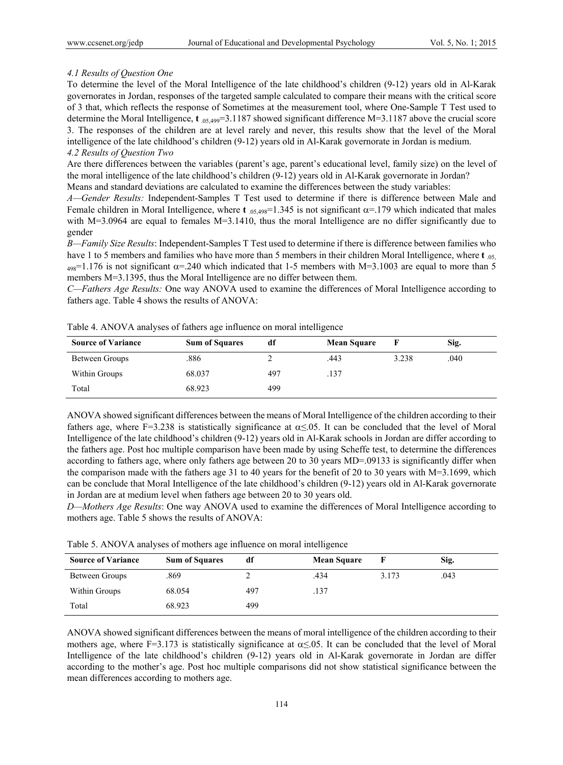#### *4.1 Results of Question One*

To determine the level of the Moral Intelligence of the late childhood's children (9-12) years old in Al-Karak governorates in Jordan, responses of the targeted sample calculated to compare their means with the critical score of 3 that, which reflects the response of Sometimes at the measurement tool, where One-Sample T Test used to determine the Moral Intelligence, $\mathbf{t}_{.05,499}$=3.1187 showed significant difference M=3.1187 above the crucial score 3. The responses of the children are at level rarely and never, this results show that the level of the Moral intelligence of the late childhood's children (9-12) years old in Al-Karak governorate in Jordan is medium.

#### *4.2 Results of Question Two*

Are there differences between the variables (parent's age, parent's educational level, family size) on the level of the moral intelligence of the late childhood's children (9-12) years old in Al-Karak governorate in Jordan?

Means and standard deviations are calculated to examine the differences between the study variables:

*A—Gender Results:* Independent-Samples T Test used to determine if there is difference between Male and Female children in Moral Intelligence, where $\mathbf{t}_{.05,498}$=1.345 is not significant $\alpha$=.179 which indicated that males with M=3.0964 are equal to females M=3.1410, thus the moral Intelligence are no differ significantly due to gender

*B—Family Size Results*: Independent-Samples T Test used to determine if there is difference between families who have 1 to 5 members and families who have more than 5 members in their children Moral Intelligence, where $\mathbf{t}_{.05,498}$=1.176 is not significant $\alpha$=.240 which indicated that 1-5 members with M=3.1003 are equal to more than 5 members M=3.1395, thus the Moral Intelligence are no differ between them.

*C—Fathers Age Results:* One way ANOVA used to examine the differences of Moral Intelligence according to fathers age. Table 4 shows the results of ANOVA:

Table 4. ANOVA analyses of fathers age influence on moral intelligence

| Source of Variance | Sum of Squares | df | Mean Square | F | Sig. |
|---|---|---|---|---|---|
| Between Groups | .886 | 2 | .443 | 3.238 | .040 |
| Within Groups | 68.037 | 497 | .137 | | |
| Total | 68.923 | 499 | | | |

ANOVA showed significant differences between the means of Moral Intelligence of the children according to their fathers age, where F=3.238 is statistically significance at $\alpha \leq .05$. It can be concluded that the level of Moral Intelligence of the late childhood's children (9-12) years old in Al-Karak schools in Jordan are differ according to the fathers age. Post hoc multiple comparison have been made by using Scheffe test, to determine the differences according to fathers age, where only fathers age between 20 to 30 years MD=.09133 is significantly differ when the comparison made with the fathers age 31 to 40 years for the benefit of 20 to 30 years with M=3.1699, which can be conclude that Moral Intelligence of the late childhood's children (9-12) years old in Al-Karak governorate in Jordan are at medium level when fathers age between 20 to 30 years old.

*D—Mothers Age Results*: One way ANOVA used to examine the differences of Moral Intelligence according to mothers age. Table 5 shows the results of ANOVA:

Table 5. ANOVA analyses of mothers age influence on moral intelligence

| Source of Variance | Sum of Squares | df | Mean Square | F | Sig. |
|---|---|---|---|---|---|
| Between Groups | .869 | 2 | .434 | 3.173 | .043 |
| Within Groups | 68.054 | 497 | .137 | | |
| Total | 68.923 | 499 | | | |

ANOVA showed significant differences between the means of moral intelligence of the children according to their mothers age, where F=3.173 is statistically significance at $\alpha \leq .05$. It can be concluded that the level of Moral Intelligence of the late childhood's children (9-12) years old in Al-Karak governorate in Jordan are differ according to the mother's age. Post hoc multiple comparisons did not show statistical significance between the mean differences according to mothers age.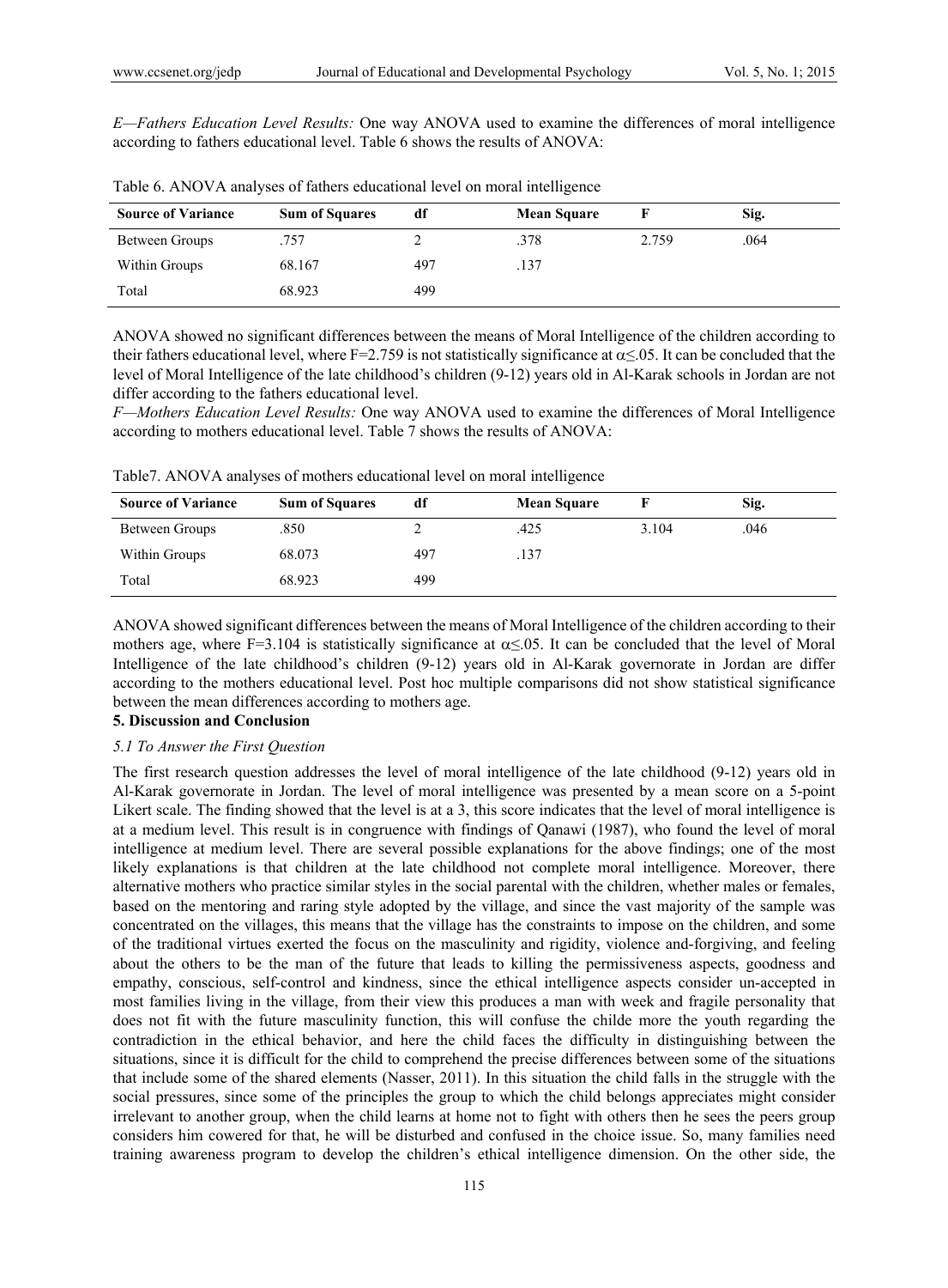*E—Fathers Education Level Results:* One way ANOVA used to examine the differences of moral intelligence according to fathers educational level. Table 6 shows the results of ANOVA:

Table 6. ANOVA analyses of fathers educational level on moral intelligence

| Source of Variance | Sum of Squares | df | Mean Square | F | Sig. |
|---|---|---|---|---|---|
| Between Groups | .757 | 2 | .378 | 2.759 | .064 |
| Within Groups | 68.167 | 497 | .137 | | |
| Total | 68.923 | 499 | | | |

ANOVA showed no significant differences between the means of Moral Intelligence of the children according to their fathers educational level, where F=2.759 is not statistically significance at $\alpha \leq .05$. It can be concluded that the level of Moral Intelligence of the late childhood's children (9-12) years old in Al-Karak schools in Jordan are not differ according to the fathers educational level.

*F—Mothers Education Level Results:* One way ANOVA used to examine the differences of Moral Intelligence according to mothers educational level. Table 7 shows the results of ANOVA:

Table7. ANOVA analyses of mothers educational level on moral intelligence

| Source of Variance | Sum of Squares | df | Mean Square | F | Sig. |
|---|---|---|---|---|---|
| Between Groups | .850 | 2 | .425 | 3.104 | .046 |
| Within Groups | 68.073 | 497 | .137 | | |
| Total | 68.923 | 499 | | | |

ANOVA showed significant differences between the means of Moral Intelligence of the children according to their mothers age, where F=3.104 is statistically significance at $\alpha \leq .05$. It can be concluded that the level of Moral Intelligence of the late childhood's children (9-12) years old in Al-Karak governorate in Jordan are differ according to the mothers educational level. Post hoc multiple comparisons did not show statistical significance between the mean differences according to mothers age.

## 5. Discussion and Conclusion

### *5.1 To Answer the First Question*

The first research question addresses the level of moral intelligence of the late childhood (9-12) years old in Al-Karak governorate in Jordan. The level of moral intelligence was presented by a mean score on a 5-point Likert scale. The finding showed that the level is at a 3, this score indicates that the level of moral intelligence is at a medium level. This result is in congruence with findings of Qanawi (1987), who found the level of moral intelligence at medium level. There are several possible explanations for the above findings; one of the most likely explanations is that children at the late childhood not complete moral intelligence. Moreover, there alternative mothers who practice similar styles in the social parental with the children, whether males or females, based on the mentoring and raring style adopted by the village, and since the vast majority of the sample was concentrated on the villages, this means that the village has the constraints to impose on the children, and some of the traditional virtues exerted the focus on the masculinity and rigidity, violence and-forgiving, and feeling about the others to be the man of the future that leads to killing the permissiveness aspects, goodness and empathy, conscious, self-control and kindness, since the ethical intelligence aspects consider un-accepted in most families living in the village, from their view this produces a man with week and fragile personality that does not fit with the future masculinity function, this will confuse the childe more the youth regarding the contradiction in the ethical behavior, and here the child faces the difficulty in distinguishing between the situations, since it is difficult for the child to comprehend the precise differences between some of the situations that include some of the shared elements (Nasser, 2011). In this situation the child falls in the struggle with the social pressures, since some of the principles the group to which the child belongs appreciates might consider irrelevant to another group, when the child learns at home not to fight with others then he sees the peers group considers him cowered for that, he will be disturbed and confused in the choice issue. So, many families need training awareness program to develop the children's ethical intelligence dimension. On the other side, the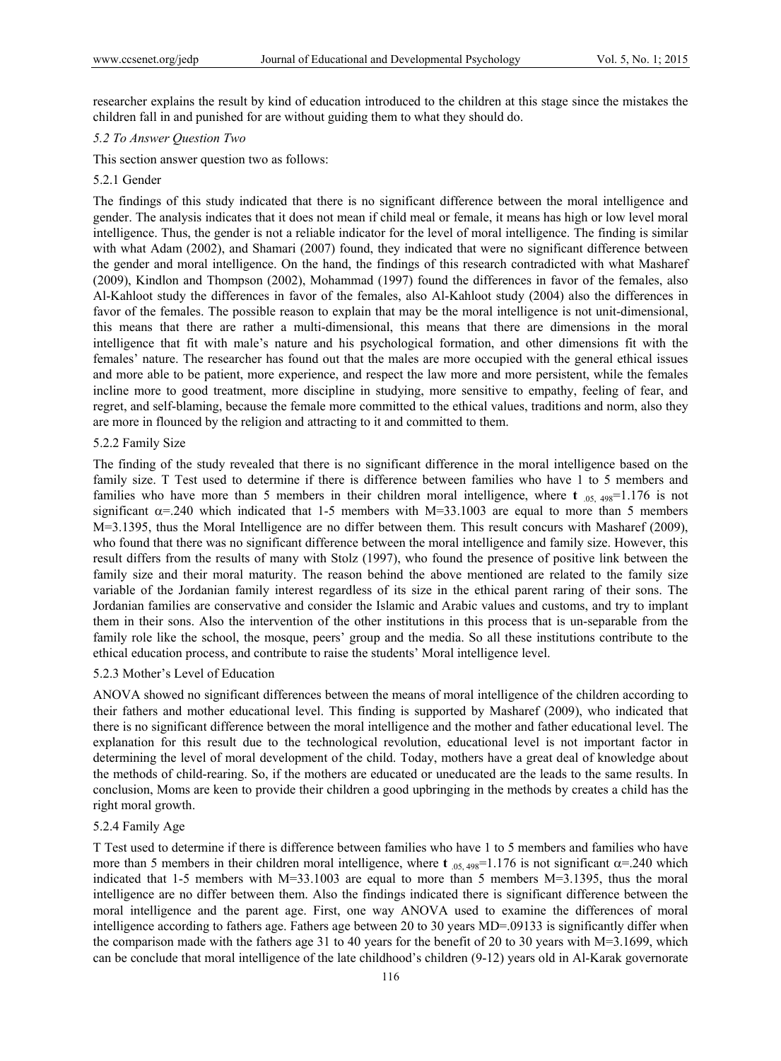researcher explains the result by kind of education introduced to the children at this stage since the mistakes the children fall in and punished for are without guiding them to what they should do.

*5.2 To Answer Question Two*

This section answer question two as follows:

5.2.1 Gender

The findings of this study indicated that there is no significant difference between the moral intelligence and gender. The analysis indicates that it does not mean if child meal or female, it means has high or low level moral intelligence. Thus, the gender is not a reliable indicator for the level of moral intelligence. The finding is similar with what Adam (2002), and Shamari (2007) found, they indicated that were no significant difference between the gender and moral intelligence. On the hand, the findings of this research contradicted with what Masharef (2009), Kindlon and Thompson (2002), Mohammad (1997) found the differences in favor of the females, also Al-Kahloot study the differences in favor of the females, also Al-Kahloot study (2004) also the differences in favor of the females. The possible reason to explain that may be the moral intelligence is not unit-dimensional, this means that there are rather a multi-dimensional, this means that there are dimensions in the moral intelligence that fit with male's nature and his psychological formation, and other dimensions fit with the females' nature. The researcher has found out that the males are more occupied with the general ethical issues and more able to be patient, more experience, and respect the law more and more persistent, while the females incline more to good treatment, more discipline in studying, more sensitive to empathy, feeling of fear, and regret, and self-blaming, because the female more committed to the ethical values, traditions and norm, also they are more in flounced by the religion and attracting to it and committed to them.

5.2.2 Family Size

The finding of the study revealed that there is no significant difference in the moral intelligence based on the family size. T Test used to determine if there is difference between families who have 1 to 5 members and families who have more than 5 members in their children moral intelligence, where **t** $_{.05,\ 498}$=1.176 is not significant $\alpha$=.240 which indicated that 1-5 members with M=33.1003 are equal to more than 5 members M=3.1395, thus the Moral Intelligence are no differ between them. This result concurs with Masharef (2009), who found that there was no significant difference between the moral intelligence and family size. However, this result differs from the results of many with Stolz (1997), who found the presence of positive link between the family size and their moral maturity. The reason behind the above mentioned are related to the family size variable of the Jordanian family interest regardless of its size in the ethical parent raring of their sons. The Jordanian families are conservative and consider the Islamic and Arabic values and customs, and try to implant them in their sons. Also the intervention of the other institutions in this process that is un-separable from the family role like the school, the mosque, peers' group and the media. So all these institutions contribute to the ethical education process, and contribute to raise the students' Moral intelligence level.

5.2.3 Mother's Level of Education

ANOVA showed no significant differences between the means of moral intelligence of the children according to their fathers and mother educational level. This finding is supported by Masharef (2009), who indicated that there is no significant difference between the moral intelligence and the mother and father educational level. The explanation for this result due to the technological revolution, educational level is not important factor in determining the level of moral development of the child. Today, mothers have a great deal of knowledge about the methods of child-rearing. So, if the mothers are educated or uneducated are the leads to the same results. In conclusion, Moms are keen to provide their children a good upbringing in the methods by creates a child has the right moral growth.

5.2.4 Family Age

T Test used to determine if there is difference between families who have 1 to 5 members and families who have more than 5 members in their children moral intelligence, where **t** $_{.05,\ 498}$=1.176 is not significant $\alpha$=.240 which indicated that 1-5 members with M=33.1003 are equal to more than 5 members M=3.1395, thus the moral intelligence are no differ between them. Also the findings indicated there is significant difference between the moral intelligence and the parent age. First, one way ANOVA used to examine the differences of moral intelligence according to fathers age. Fathers age between 20 to 30 years MD=.09133 is significantly differ when the comparison made with the fathers age 31 to 40 years for the benefit of 20 to 30 years with M=3.1699, which can be conclude that moral intelligence of the late childhood's children (9-12) years old in Al-Karak governorate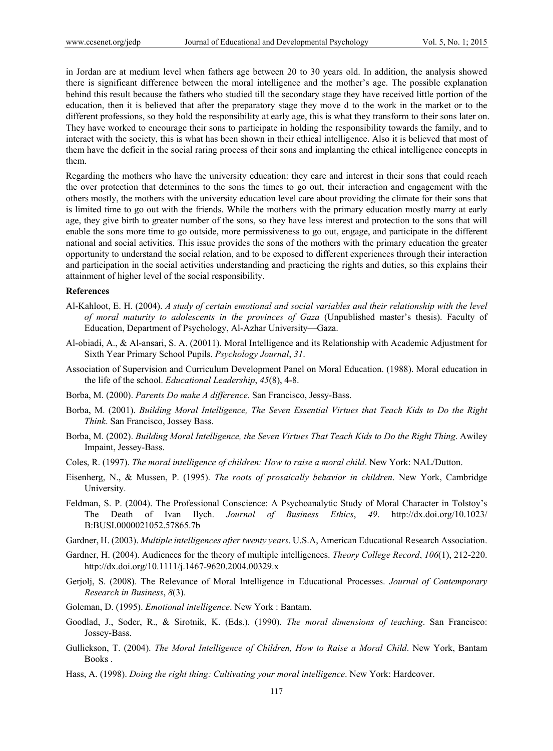in Jordan are at medium level when fathers age between 20 to 30 years old. In addition, the analysis showed there is significant difference between the moral intelligence and the mother's age. The possible explanation behind this result because the fathers who studied till the secondary stage they have received little portion of the education, then it is believed that after the preparatory stage they move d to the work in the market or to the different professions, so they hold the responsibility at early age, this is what they transform to their sons later on. They have worked to encourage their sons to participate in holding the responsibility towards the family, and to interact with the society, this is what has been shown in their ethical intelligence. Also it is believed that most of them have the deficit in the social raring process of their sons and implanting the ethical intelligence concepts in them.

Regarding the mothers who have the university education: they care and interest in their sons that could reach the over protection that determines to the sons the times to go out, their interaction and engagement with the others mostly, the mothers with the university education level care about providing the climate for their sons that is limited time to go out with the friends. While the mothers with the primary education mostly marry at early age, they give birth to greater number of the sons, so they have less interest and protection to the sons that will enable the sons more time to go outside, more permissiveness to go out, engage, and participate in the different national and social activities. This issue provides the sons of the mothers with the primary education the greater opportunity to understand the social relation, and to be exposed to different experiences through their interaction and participation in the social activities understanding and practicing the rights and duties, so this explains their attainment of higher level of the social responsibility.

**References**

Al-Kahloot, E. H. (2004). *A study of certain emotional and social variables and their relationship with the level of moral maturity to adolescents in the provinces of Gaza* (Unpublished master's thesis). Faculty of Education, Department of Psychology, Al-Azhar University—Gaza.

Al-obiadi, A., & Al-ansari, S. A. (20011). Moral Intelligence and its Relationship with Academic Adjustment for Sixth Year Primary School Pupils. *Psychology Journal*, *31*.

Association of Supervision and Curriculum Development Panel on Moral Education. (1988). Moral education in the life of the school. *Educational Leadership*, *45*(8), 4-8.

Borba, M. (2000). *Parents Do make A difference*. San Francisco, Jessy-Bass.

Borba, M. (2001). *Building Moral Intelligence, The Seven Essential Virtues that Teach Kids to Do the Right Think*. San Francisco, Jossey Bass.

Borba, M. (2002). *Building Moral Intelligence, the Seven Virtues That Teach Kids to Do the Right Thing*. Awiley Impaint, Jessey-Bass.

Coles, R. (1997). *The moral intelligence of children: How to raise a moral child*. New York: NAL/Dutton.

Eisenherg, N., & Mussen, P. (1995). *The roots of prosaically behavior in children*. New York, Cambridge University.

Feldman, S. P. (2004). The Professional Conscience: A Psychoanalytic Study of Moral Character in Tolstoy's The Death of Ivan Ilych. *Journal of Business Ethics*, *49*. http://dx.doi.org/10.1023/B:BUSI.0000021052.57865.7b

Gardner, H. (2003). *Multiple intelligences after twenty years*. U.S.A, American Educational Research Association.

Gardner, H. (2004). Audiences for the theory of multiple intelligences. *Theory College Record*, *106*(1), 212-220. http://dx.doi.org/10.1111/j.1467-9620.2004.00329.x

Gerjolj, S. (2008). The Relevance of Moral Intelligence in Educational Processes. *Journal of Contemporary Research in Business*, *8*(3).

Goleman, D. (1995). *Emotional intelligence*. New York : Bantam.

Goodlad, J., Soder, R., & Sirotnik, K. (Eds.). (1990). *The moral dimensions of teaching*. San Francisco: Jossey-Bass.

Gullickson, T. (2004). *The Moral Intelligence of Children, How to Raise a Moral Child*. New York, Bantam Books .

Hass, A. (1998). *Doing the right thing: Cultivating your moral intelligence*. New York: Hardcover.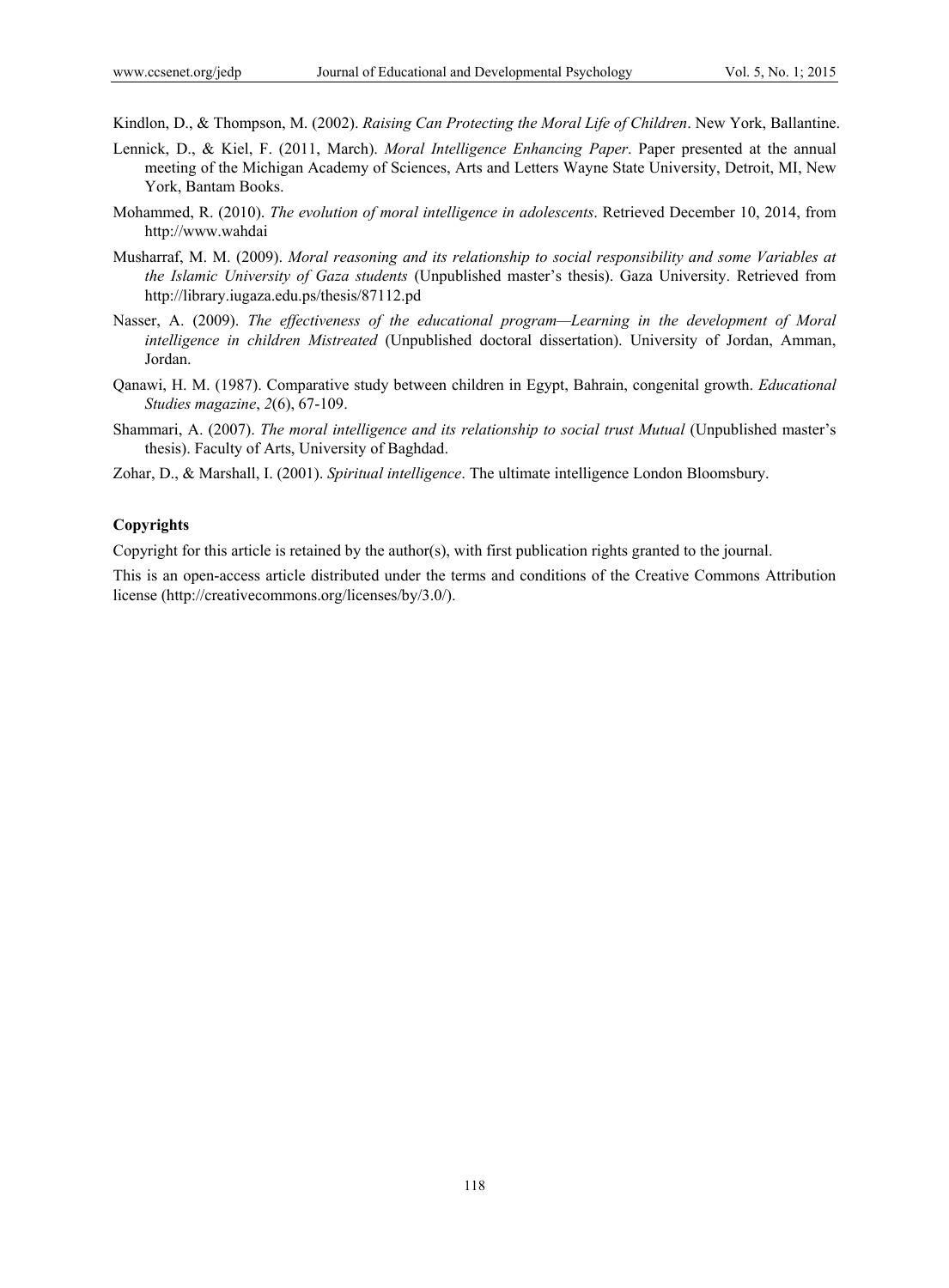Kindlon, D., & Thompson, M. (2002). *Raising Can Protecting the Moral Life of Children*. New York, Ballantine.

Lennick, D., & Kiel, F. (2011, March). *Moral Intelligence Enhancing Paper*. Paper presented at the annual meeting of the Michigan Academy of Sciences, Arts and Letters Wayne State University, Detroit, MI, New York, Bantam Books.

Mohammed, R. (2010). *The evolution of moral intelligence in adolescents*. Retrieved December 10, 2014, from http://www.wahdai

Musharraf, M. M. (2009). *Moral reasoning and its relationship to social responsibility and some Variables at the Islamic University of Gaza students* (Unpublished master's thesis). Gaza University. Retrieved from http://library.iugaza.edu.ps/thesis/87112.pd

Nasser, A. (2009). *The effectiveness of the educational program—Learning in the development of Moral intelligence in children Mistreated* (Unpublished doctoral dissertation). University of Jordan, Amman, Jordan.

Qanawi, H. M. (1987). Comparative study between children in Egypt, Bahrain, congenital growth. *Educational Studies magazine*, *2*(6), 67-109.

Shammari, A. (2007). *The moral intelligence and its relationship to social trust Mutual* (Unpublished master's thesis). Faculty of Arts, University of Baghdad.

Zohar, D., & Marshall, I. (2001). *Spiritual intelligence*. The ultimate intelligence London Bloomsbury.

**Copyrights**

Copyright for this article is retained by the author(s), with first publication rights granted to the journal.

This is an open-access article distributed under the terms and conditions of the Creative Commons Attribution license (http://creativecommons.org/licenses/by/3.0/).